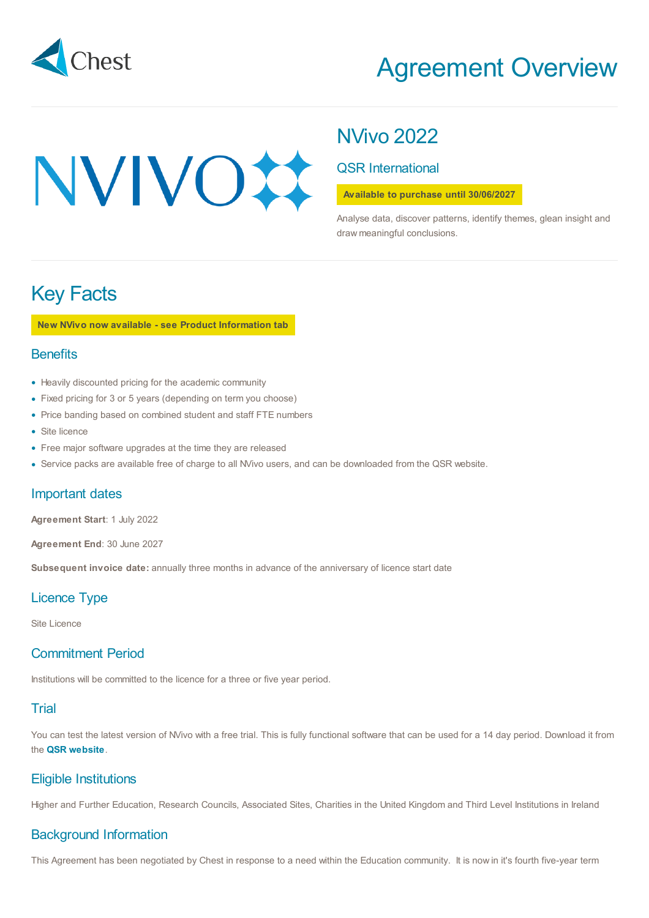Chest

# Agreement Overview

## NVivo 2022

### QSR International

**Available to purchase until 30/06/2027**

Analyse data, discover patterns, identify themes, glean insight and draw meaningful conclusions.

# Key Facts

**New NVivo now available - see Product Information tab**

## Benefits

- Heavily discounted pricing for the academic community
- Fixed pricing for 3 or 5 years (depending on term you choose)
- Price banding based on combined student and staff FTE numbers
- Site licence
- Free major software upgrades at the time they are released
- Service packs are available free of charge to all NVivo users, and can be downloaded from the QSR website.

## Important dates

**Agreement Start**: 1 July 2022

**Agreement End**: 30 June 2027

**Subsequent invoice date:** annually three months in advance of the anniversary of licence start date

## Licence Type

Site Licence

## Commitment Period

Institutions will be committed to the licence for a three or five year period.

## Trial

You can test the latest version of NVivo with a free trial. This is fully functional software that can be used for a 14 day period. Download it from the **QSR website**.

## Eligible Institutions

Higher and Further Education, Research Councils, Associated Sites, Charities in the United Kingdom and Third Level Institutions in Ireland

## Background Information

This Agreement has been negotiated by Chest in response to a need within the Education community. It is now in it's fourth five-year term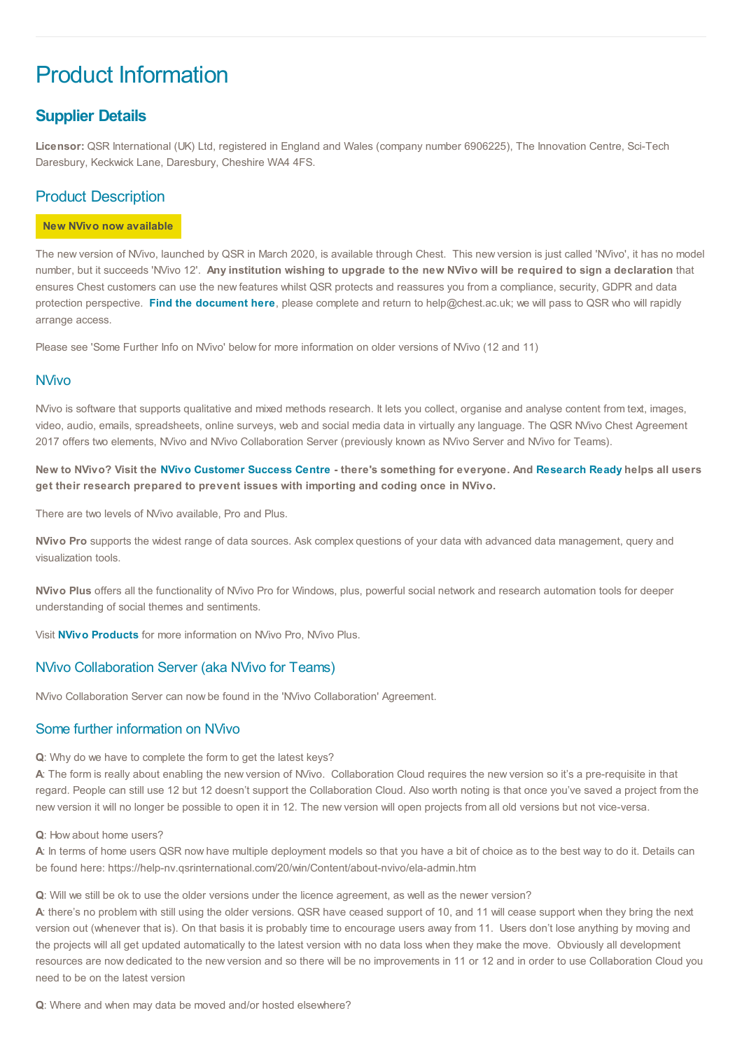# Product Information

## Supplier Details

**Licensor:** QSR International (UK) Ltd, registered in England and Wales (company number 6906225), The Innovation Centre, Sci-Tech Daresbury, Keckwick Lane, Daresbury, Cheshire WA4 4FS.

## Product Description

**New NVivo now available**

The new version of NVivo, launched by QSR in March 2020, is available through Chest. This new version is just called 'NVivo', it has no model number, but it succeeds 'NVivo 12'. **Any institution wishing to upgrade to the new NVivo will be required to sign a declaration** that ensures Chest customers can use the new features whilst QSR protects and reassures you from a compliance, security, GDPR and data protection perspective. **Find the document here**, please complete and return to help@chest.ac.uk; we will pass to QSR who will rapidly arrange access.

Please see 'Some Further Info on NVivo' below for more information on older versions of NVivo (12 and 11)

### NVivo

NVivo is software that supports qualitative and mixed methods research. It lets you collect, organise and analyse content from text, images, video, audio, emails, spreadsheets, online surveys, web and social media data in virtually any language. The QSR NVivo Chest Agreement 2017 offers two elements, NVivo and NVivo Collaboration Server (previously known as NVivo Server and NVivo for Teams).

**New to NVivo? Visit the NVivo Customer Success Centre - there's something for everyone. And Research Ready helps all users get their research prepared to prevent issues with importing and coding once in NVivo.**

There are two levels of NVivo available, Pro and Plus.

**NVivo Pro** supports the widest range of data sources. Ask complex questions of your data with advanced data management, query and visualization tools.

**NVivo Plus** offers all the functionality of NVivo Pro for Windows, plus, powerful social network and research automation tools for deeper understanding of social themes and sentiments.

Visit **NVivo Products** for more information on NVivo Pro, NVivo Plus.

### NVivo Collaboration Server (aka NVivo for Teams)

NVivo Collaboration Server can now be found in the 'NVivo Collaboration' Agreement.

### Some further information on NVivo

**Q**: Why do we have to complete the form to get the latest keys?
**A**: The form is really about enabling the new version of NVivo. Collaboration Cloud requires the new version so it's a pre-requisite in that regard. People can still use 12 but 12 doesn't support the Collaboration Cloud. Also worth noting is that once you've saved a project from the new version it will no longer be possible to open it in 12. The new version will open projects from all old versions but not vice-versa.

**Q**: How about home users?
**A**: In terms of home users QSR now have multiple deployment models so that you have a bit of choice as to the best way to do it. Details can be found here: https://help-nv.qsrinternational.com/20/win/Content/about-nvivo/ela-admin.htm

**Q**: Will we still be ok to use the older versions under the licence agreement, as well as the newer version?
**A**: there's no problem with still using the older versions. QSR have ceased support of 10, and 11 will cease support when they bring the next version out (whenever that is). On that basis it is probably time to encourage users away from 11. Users don't lose anything by moving and the projects will all get updated automatically to the latest version with no data loss when they make the move. Obviously all development resources are now dedicated to the new version and so there will be no improvements in 11 or 12 and in order to use Collaboration Cloud you need to be on the latest version

**Q**: Where and when may data be moved and/or hosted elsewhere?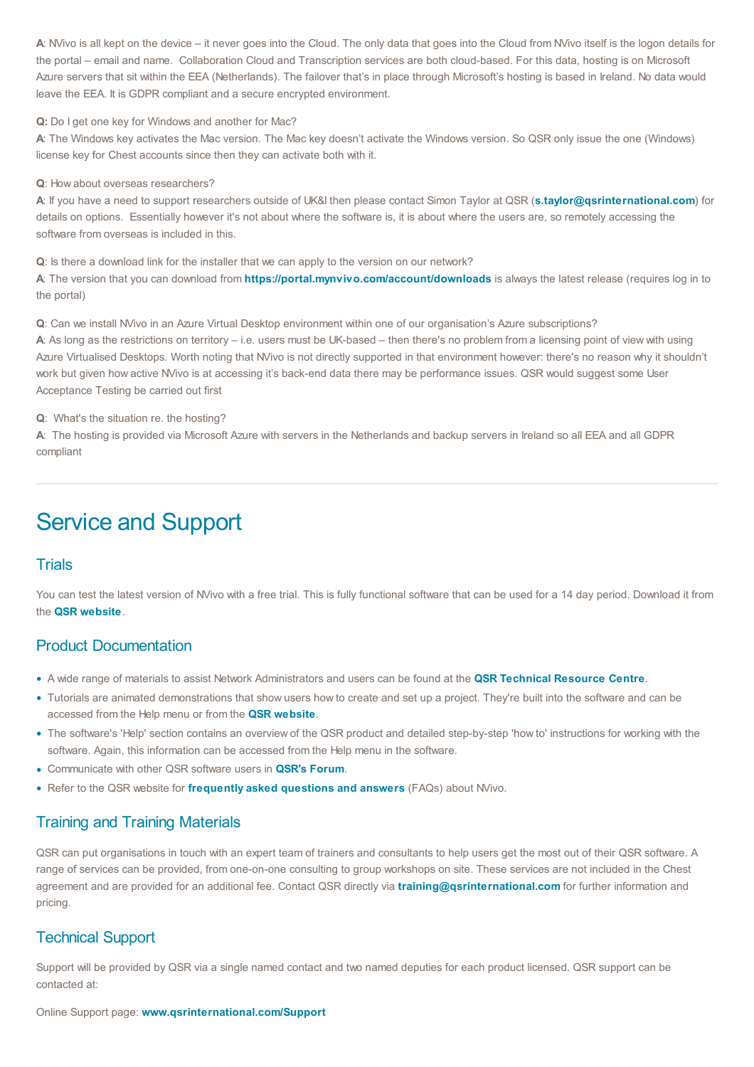**A**: NVivo is all kept on the device – it never goes into the Cloud. The only data that goes into the Cloud from NVivo itself is the logon details for the portal – email and name. Collaboration Cloud and Transcription services are both cloud-based. For this data, hosting is on Microsoft Azure servers that sit within the EEA (Netherlands). The failover that's in place through Microsoft's hosting is based in Ireland. No data would leave the EEA. It is GDPR compliant and a secure encrypted environment.

**Q:** Do I get one key for Windows and another for Mac?
**A**: The Windows key activates the Mac version. The Mac key doesn't activate the Windows version. So QSR only issue the one (Windows) license key for Chest accounts since then they can activate both with it.

**Q**: How about overseas researchers?
**A**: If you have a need to support researchers outside of UK&I then please contact Simon Taylor at QSR (**s.taylor@qsrinternational.com**) for details on options. Essentially however it's not about where the software is, it is about where the users are, so remotely accessing the software from overseas is included in this.

**Q**: Is there a download link for the installer that we can apply to the version on our network?
**A**: The version that you can download from **https://portal.mynvivo.com/account/downloads** is always the latest release (requires log in to the portal)

**Q**: Can we install NVivo in an Azure Virtual Desktop environment within one of our organisation's Azure subscriptions?
**A**: As long as the restrictions on territory – i.e. users must be UK-based – then there's no problem from a licensing point of view with using Azure Virtualised Desktops. Worth noting that NVivo is not directly supported in that environment however: there's no reason why it shouldn't work but given how active NVivo is at accessing it's back-end data there may be performance issues. QSR would suggest some User Acceptance Testing be carried out first

**Q**: What's the situation re. the hosting?
**A**: The hosting is provided via Microsoft Azure with servers in the Netherlands and backup servers in Ireland so all EEA and all GDPR compliant

# Service and Support

## Trials

You can test the latest version of NVivo with a free trial. This is fully functional software that can be used for a 14 day period. Download it from the **QSR website**.

## Product Documentation

- A wide range of materials to assist Network Administrators and users can be found at the **QSR Technical Resource Centre**.
- Tutorials are animated demonstrations that show users how to create and set up a project. They're built into the software and can be accessed from the Help menu or from the **QSR website**.
- The software's 'Help' section contains an overview of the QSR product and detailed step-by-step 'how to' instructions for working with the software. Again, this information can be accessed from the Help menu in the software.
- Communicate with other QSR software users in **QSR's Forum**.
- Refer to the QSR website for **frequently asked questions and answers** (FAQs) about NVivo.

## Training and Training Materials

QSR can put organisations in touch with an expert team of trainers and consultants to help users get the most out of their QSR software. A range of services can be provided, from one-on-one consulting to group workshops on site. These services are not included in the Chest agreement and are provided for an additional fee. Contact QSR directly via **training@qsrinternational.com** for further information and pricing.

## Technical Support

Support will be provided by QSR via a single named contact and two named deputies for each product licensed. QSR support can be contacted at:

Online Support page: **www.qsrinternational.com/Support**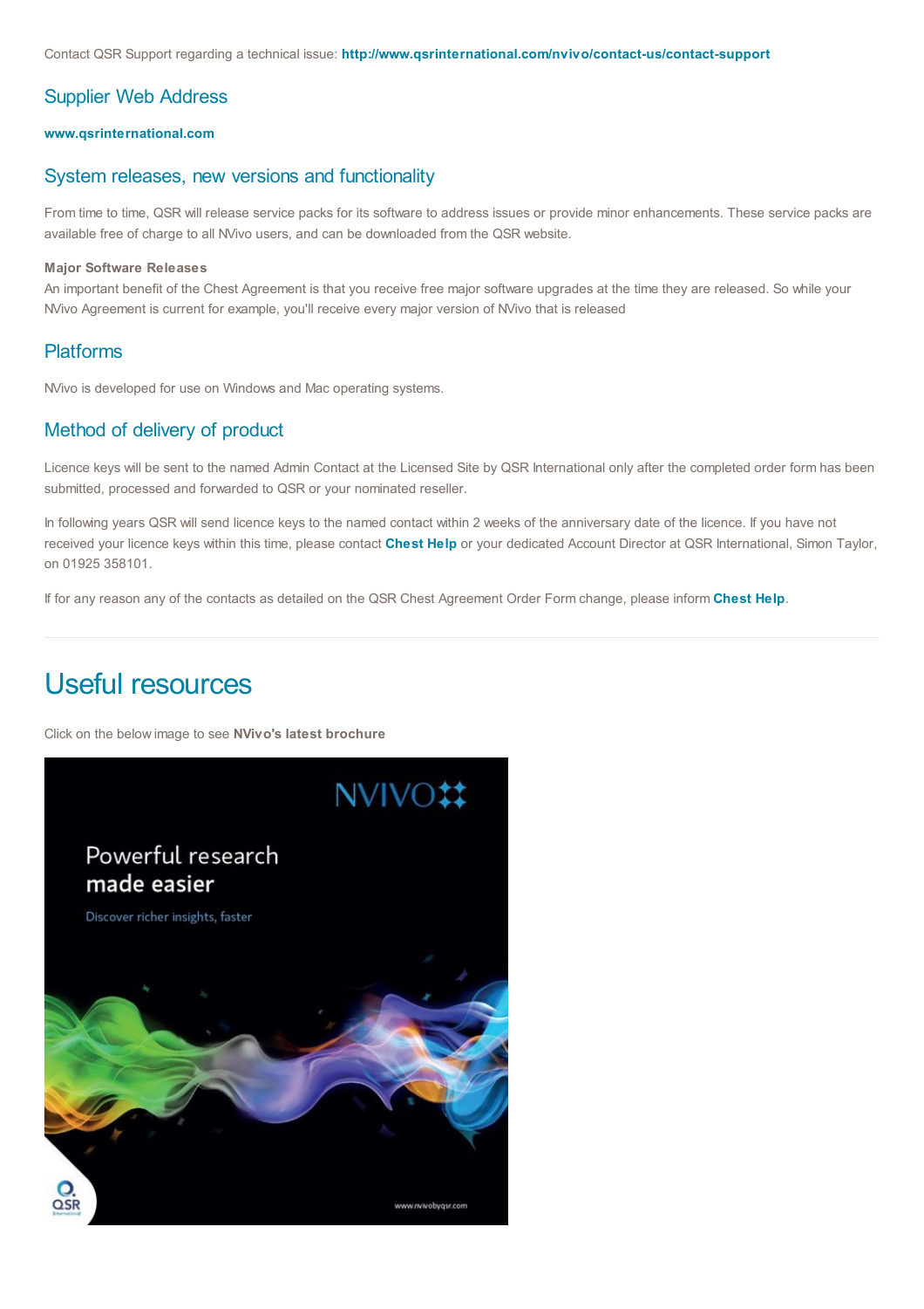Contact QSR Support regarding a technical issue: **http://www.qsrinternational.com/nvivo/contact-us/contact-support**

## Supplier Web Address

**www.qsrinternational.com**

## System releases, new versions and functionality

From time to time, QSR will release service packs for its software to address issues or provide minor enhancements. These service packs are available free of charge to all NVivo users, and can be downloaded from the QSR website.

**Major Software Releases**
An important benefit of the Chest Agreement is that you receive free major software upgrades at the time they are released. So while your NVivo Agreement is current for example, you'll receive every major version of NVivo that is released

## Platforms

NVivo is developed for use on Windows and Mac operating systems.

## Method of delivery of product

Licence keys will be sent to the named Admin Contact at the Licensed Site by QSR International only after the completed order form has been submitted, processed and forwarded to QSR or your nominated reseller.

In following years QSR will send licence keys to the named contact within 2 weeks of the anniversary date of the licence. If you have not received your licence keys within this time, please contact **Chest Help** or your dedicated Account Director at QSR International, Simon Taylor, on 01925 358101.

If for any reason any of the contacts as detailed on the QSR Chest Agreement Order Form change, please inform **Chest Help**.

# Useful resources

Click on the below image to see **NVivo's latest brochure**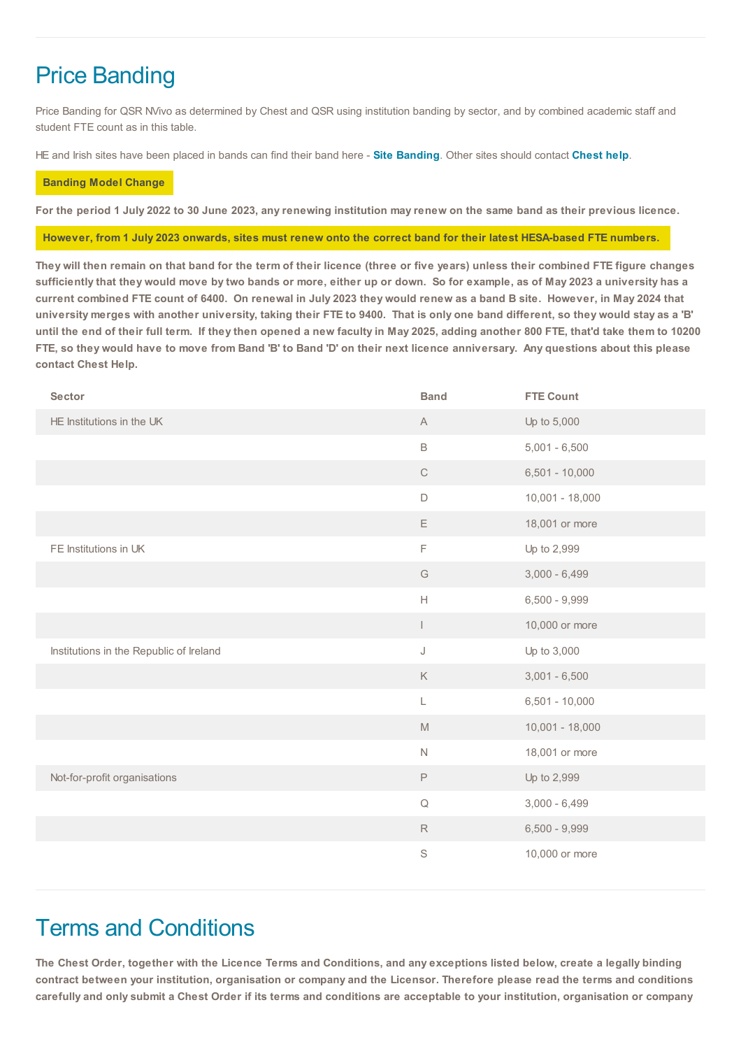# Price Banding

Price Banding for QSR NVivo as determined by Chest and QSR using institution banding by sector, and by combined academic staff and student FTE count as in this table.

HE and Irish sites have been placed in bands can find their band here - **Site Banding**. Other sites should contact **Chest help**.

**Banding Model Change**

**For the period 1 July 2022 to 30 June 2023, any renewing institution may renew on the same band as their previous licence.**

**However, from 1 July 2023 onwards, sites must renew onto the correct band for their latest HESA-based FTE numbers.**

**They will then remain on that band for the term of their licence (three or five years) unless their combined FTE figure changes sufficiently that they would move by two bands or more, either up or down. So for example, as of May 2023 a university has a current combined FTE count of 6400. On renewal in July 2023 they would renew as a band B site. However, in May 2024 that university merges with another university, taking their FTE to 9400. That is only one band different, so they would stay as a 'B' until the end of their full term. If they then opened a new faculty in May 2025, adding another 800 FTE, that'd take them to 10200 FTE, so they would have to move from Band 'B' to Band 'D' on their next licence anniversary. Any questions about this please contact Chest Help.**

| Sector | Band | FTE Count |
|---|---|---|
| HE Institutions in the UK | A | Up to 5,000 |
| | B | 5,001 - 6,500 |
| | C | 6,501 - 10,000 |
| | D | 10,001 - 18,000 |
| | E | 18,001 or more |
| FE Institutions in UK | F | Up to 2,999 |
| | G | 3,000 - 6,499 |
| | H | 6,500 - 9,999 |
| | I | 10,000 or more |
| Institutions in the Republic of Ireland | J | Up to 3,000 |
| | K | 3,001 - 6,500 |
| | L | 6,501 - 10,000 |
| | M | 10,001 - 18,000 |
| | N | 18,001 or more |
| Not-for-profit organisations | P | Up to 2,999 |
| | Q | 3,000 - 6,499 |
| | R | 6,500 - 9,999 |
| | S | 10,000 or more |

# Terms and Conditions

**The Chest Order, together with the Licence Terms and Conditions, and any exceptions listed below, create a legally binding contract between your institution, organisation or company and the Licensor. Therefore please read the terms and conditions carefully and only submit a Chest Order if its terms and conditions are acceptable to your institution, organisation or company**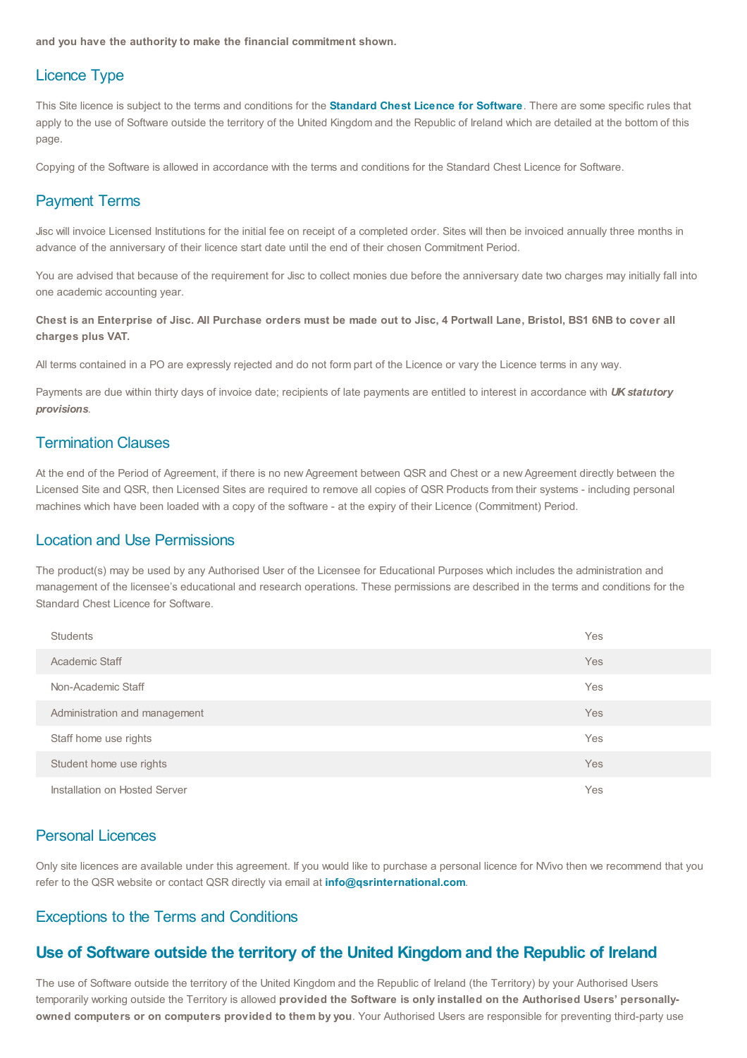**and you have the authority to make the financial commitment shown.**

## Licence Type

This Site licence is subject to the terms and conditions for the **Standard Chest Licence for Software**. There are some specific rules that apply to the use of Software outside the territory of the United Kingdom and the Republic of Ireland which are detailed at the bottom of this page.

Copying of the Software is allowed in accordance with the terms and conditions for the Standard Chest Licence for Software.

## Payment Terms

Jisc will invoice Licensed Institutions for the initial fee on receipt of a completed order. Sites will then be invoiced annually three months in advance of the anniversary of their licence start date until the end of their chosen Commitment Period.

You are advised that because of the requirement for Jisc to collect monies due before the anniversary date two charges may initially fall into one academic accounting year.

**Chest is an Enterprise of Jisc. All Purchase orders must be made out to Jisc, 4 Portwall Lane, Bristol, BS1 6NB to cover all charges plus VAT.**

All terms contained in a PO are expressly rejected and do not form part of the Licence or vary the Licence terms in any way.

Payments are due within thirty days of invoice date; recipients of late payments are entitled to interest in accordance with ***UK statutory provisions***.

## Termination Clauses

At the end of the Period of Agreement, if there is no new Agreement between QSR and Chest or a new Agreement directly between the Licensed Site and QSR, then Licensed Sites are required to remove all copies of QSR Products from their systems - including personal machines which have been loaded with a copy of the software - at the expiry of their Licence (Commitment) Period.

## Location and Use Permissions

The product(s) may be used by any Authorised User of the Licensee for Educational Purposes which includes the administration and management of the licensee's educational and research operations. These permissions are described in the terms and conditions for the Standard Chest Licence for Software.

| | |
|---|---|
| Students | Yes |
| Academic Staff | Yes |
| Non-Academic Staff | Yes |
| Administration and management | Yes |
| Staff home use rights | Yes |
| Student home use rights | Yes |
| Installation on Hosted Server | Yes |

## Personal Licences

Only site licences are available under this agreement. If you would like to purchase a personal licence for NVivo then we recommend that you refer to the QSR website or contact QSR directly via email at **info@qsrinternational.com**.

## Exceptions to the Terms and Conditions

## Use of Software outside the territory of the United Kingdom and the Republic of Ireland

The use of Software outside the territory of the United Kingdom and the Republic of Ireland (the Territory) by your Authorised Users temporarily working outside the Territory is allowed **provided the Software is only installed on the Authorised Users' personally-owned computers or on computers provided to them by you**. Your Authorised Users are responsible for preventing third-party use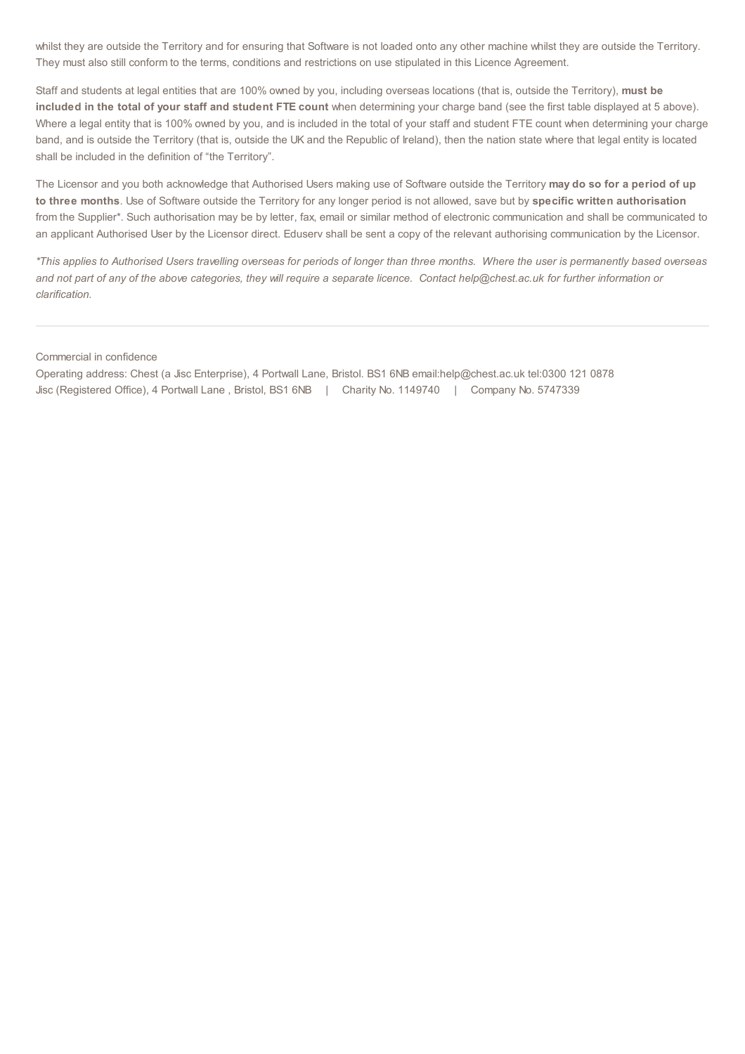whilst they are outside the Territory and for ensuring that Software is not loaded onto any other machine whilst they are outside the Territory. They must also still conform to the terms, conditions and restrictions on use stipulated in this Licence Agreement.

Staff and students at legal entities that are 100% owned by you, including overseas locations (that is, outside the Territory), **must be included in the total of your staff and student FTE count** when determining your charge band (see the first table displayed at 5 above). Where a legal entity that is 100% owned by you, and is included in the total of your staff and student FTE count when determining your charge band, and is outside the Territory (that is, outside the UK and the Republic of Ireland), then the nation state where that legal entity is located shall be included in the definition of "the Territory".

The Licensor and you both acknowledge that Authorised Users making use of Software outside the Territory **may do so for a period of up to three months**. Use of Software outside the Territory for any longer period is not allowed, save but by **specific written authorisation** from the Supplier*. Such authorisation may be by letter, fax, email or similar method of electronic communication and shall be communicated to an applicant Authorised User by the Licensor direct. Eduserv shall be sent a copy of the relevant authorising communication by the Licensor.

*\*This applies to Authorised Users travelling overseas for periods of longer than three months. Where the user is permanently based overseas and not part of any of the above categories, they will require a separate licence. Contact help@chest.ac.uk for further information or clarification.*

---

Commercial in confidence

Operating address: Chest (a Jisc Enterprise), 4 Portwall Lane, Bristol. BS1 6NB email:help@chest.ac.uk tel:0300 121 0878

Jisc (Registered Office), 4 Portwall Lane , Bristol, BS1 6NB | Charity No. 1149740 | Company No. 5747339